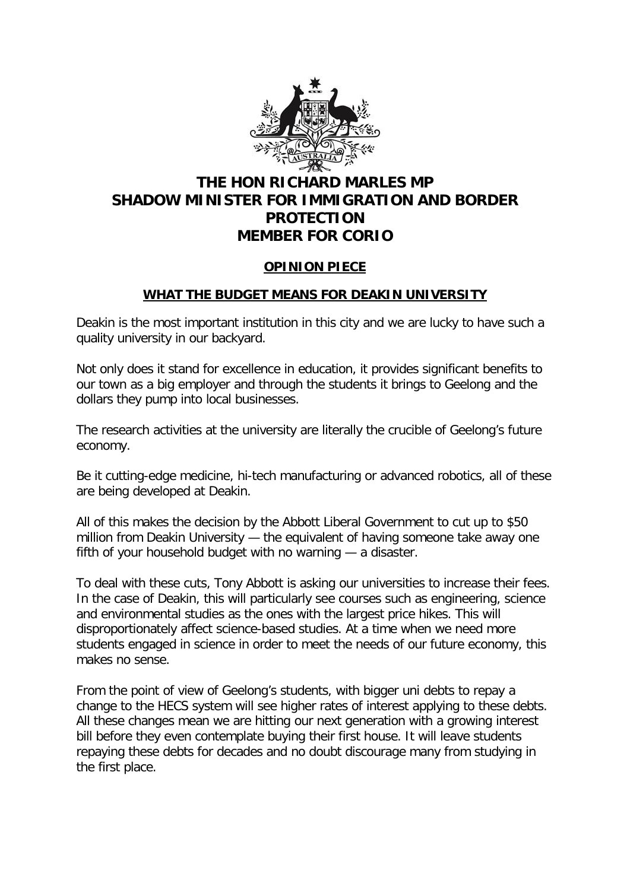# THE HON RICHARD MARLES MP
# SHADOW MINISTER FOR IMMIGRATION AND BORDER PROTECTION
# MEMBER FOR CORIO

## OPINION PIECE

## WHAT THE BUDGET MEANS FOR DEAKIN UNIVERSITY

Deakin is the most important institution in this city and we are lucky to have such a quality university in our backyard.

Not only does it stand for excellence in education, it provides significant benefits to our town as a big employer and through the students it brings to Geelong and the dollars they pump into local businesses.

The research activities at the university are literally the crucible of Geelong's future economy.

Be it cutting-edge medicine, hi-tech manufacturing or advanced robotics, all of these are being developed at Deakin.

All of this makes the decision by the Abbott Liberal Government to cut up to $50 million from Deakin University — the equivalent of having someone take away one fifth of your household budget with no warning — a disaster.

To deal with these cuts, Tony Abbott is asking our universities to increase their fees. In the case of Deakin, this will particularly see courses such as engineering, science and environmental studies as the ones with the largest price hikes. This will disproportionately affect science-based studies. At a time when we need more students engaged in science in order to meet the needs of our future economy, this makes no sense.

From the point of view of Geelong's students, with bigger uni debts to repay a change to the HECS system will see higher rates of interest applying to these debts. All these changes mean we are hitting our next generation with a growing interest bill before they even contemplate buying their first house. It will leave students repaying these debts for decades and no doubt discourage many from studying in the first place.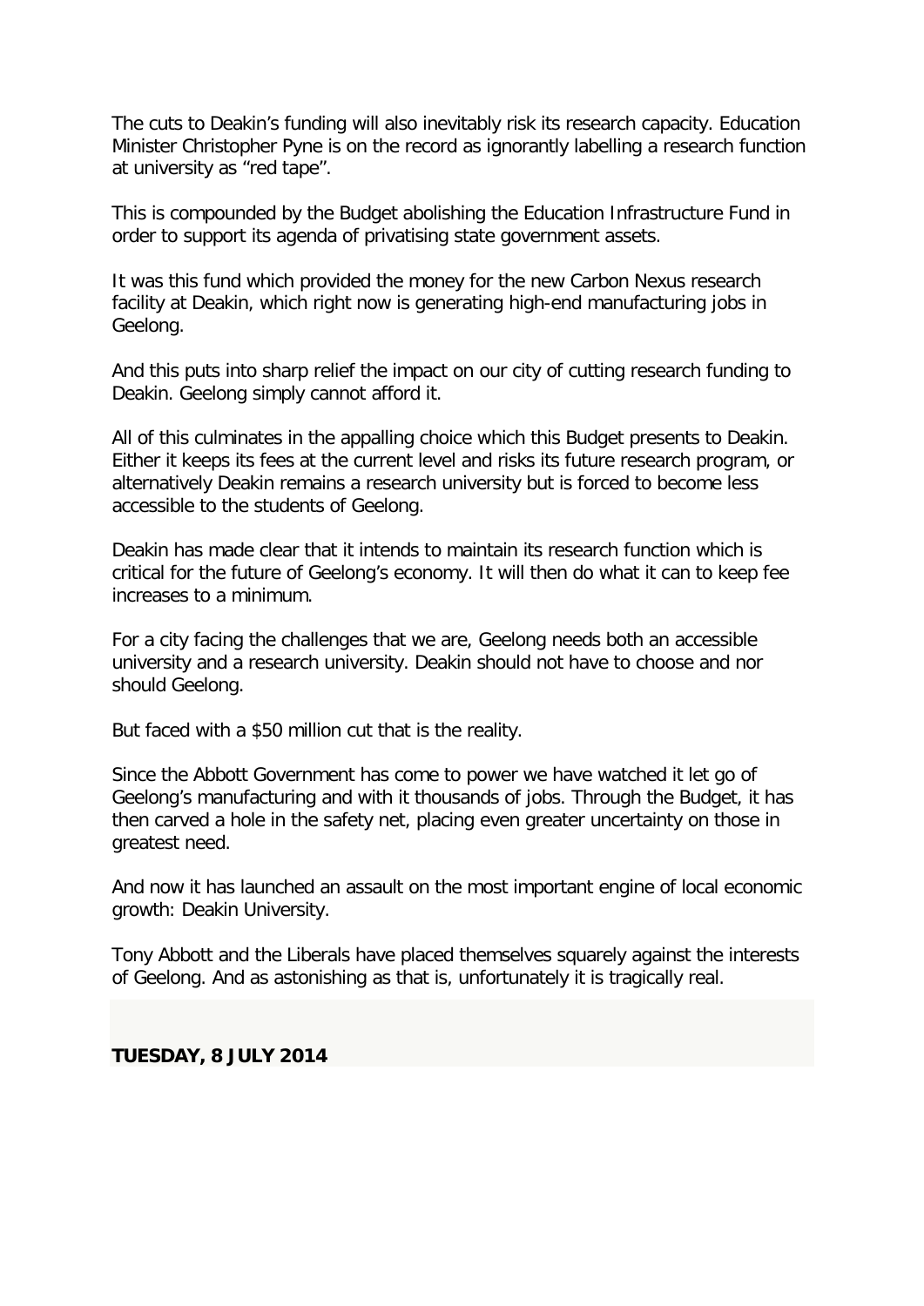The cuts to Deakin's funding will also inevitably risk its research capacity. Education Minister Christopher Pyne is on the record as ignorantly labelling a research function at university as "red tape".

This is compounded by the Budget abolishing the Education Infrastructure Fund in order to support its agenda of privatising state government assets.

It was this fund which provided the money for the new Carbon Nexus research facility at Deakin, which right now is generating high-end manufacturing jobs in Geelong.

And this puts into sharp relief the impact on our city of cutting research funding to Deakin. Geelong simply cannot afford it.

All of this culminates in the appalling choice which this Budget presents to Deakin. Either it keeps its fees at the current level and risks its future research program, or alternatively Deakin remains a research university but is forced to become less accessible to the students of Geelong.

Deakin has made clear that it intends to maintain its research function which is critical for the future of Geelong's economy. It will then do what it can to keep fee increases to a minimum.

For a city facing the challenges that we are, Geelong needs both an accessible university and a research university. Deakin should not have to choose and nor should Geelong.

But faced with a $50 million cut that is the reality.

Since the Abbott Government has come to power we have watched it let go of Geelong's manufacturing and with it thousands of jobs. Through the Budget, it has then carved a hole in the safety net, placing even greater uncertainty on those in greatest need.

And now it has launched an assault on the most important engine of local economic growth: Deakin University.

Tony Abbott and the Liberals have placed themselves squarely against the interests of Geelong. And as astonishing as that is, unfortunately it is tragically real.

**TUESDAY, 8 JULY 2014**